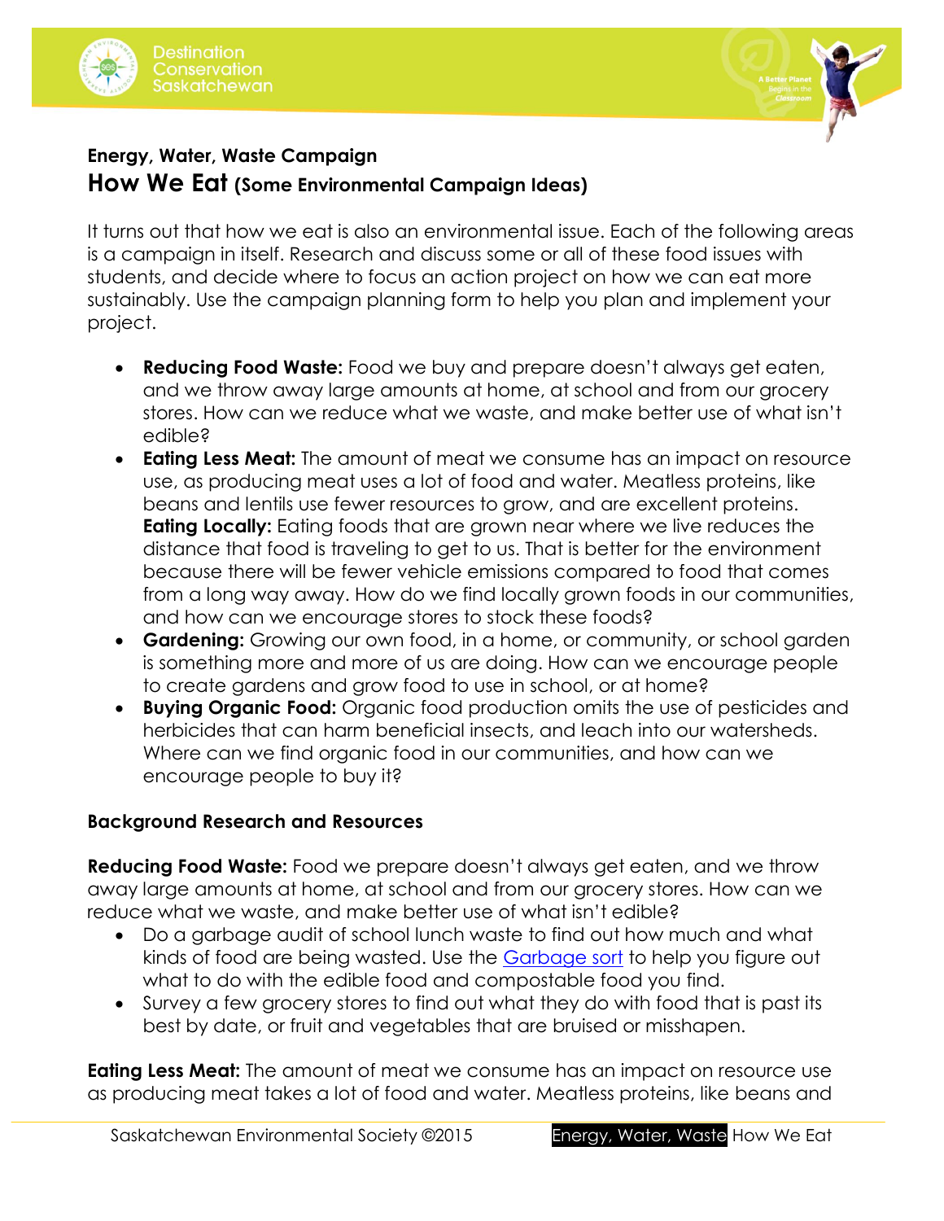## Energy, Water, Waste Campaign

# How We Eat (Some Environmental Campaign Ideas)

It turns out that how we eat is also an environmental issue. Each of the following areas is a campaign in itself. Research and discuss some or all of these food issues with students, and decide where to focus an action project on how we can eat more sustainably. Use the campaign planning form to help you plan and implement your project.

- **Reducing Food Waste:** Food we buy and prepare doesn't always get eaten, and we throw away large amounts at home, at school and from our grocery stores. How can we reduce what we waste, and make better use of what isn't edible?
- **Eating Less Meat:** The amount of meat we consume has an impact on resource use, as producing meat uses a lot of food and water. Meatless proteins, like beans and lentils use fewer resources to grow, and are excellent proteins. **Eating Locally:** Eating foods that are grown near where we live reduces the distance that food is traveling to get to us. That is better for the environment because there will be fewer vehicle emissions compared to food that comes from a long way away. How do we find locally grown foods in our communities, and how can we encourage stores to stock these foods?
- **Gardening:** Growing our own food, in a home, or community, or school garden is something more and more of us are doing. How can we encourage people to create gardens and grow food to use in school, or at home?
- **Buying Organic Food:** Organic food production omits the use of pesticides and herbicides that can harm beneficial insects, and leach into our watersheds. Where can we find organic food in our communities, and how can we encourage people to buy it?

### Background Research and Resources

**Reducing Food Waste:** Food we prepare doesn't always get eaten, and we throw away large amounts at home, at school and from our grocery stores. How can we reduce what we waste, and make better use of what isn't edible?

- Do a garbage audit of school lunch waste to find out how much and what kinds of food are being wasted. Use the Garbage sort to help you figure out what to do with the edible food and compostable food you find.
- Survey a few grocery stores to find out what they do with food that is past its best by date, or fruit and vegetables that are bruised or misshapen.

**Eating Less Meat:** The amount of meat we consume has an impact on resource use as producing meat takes a lot of food and water. Meatless proteins, like beans and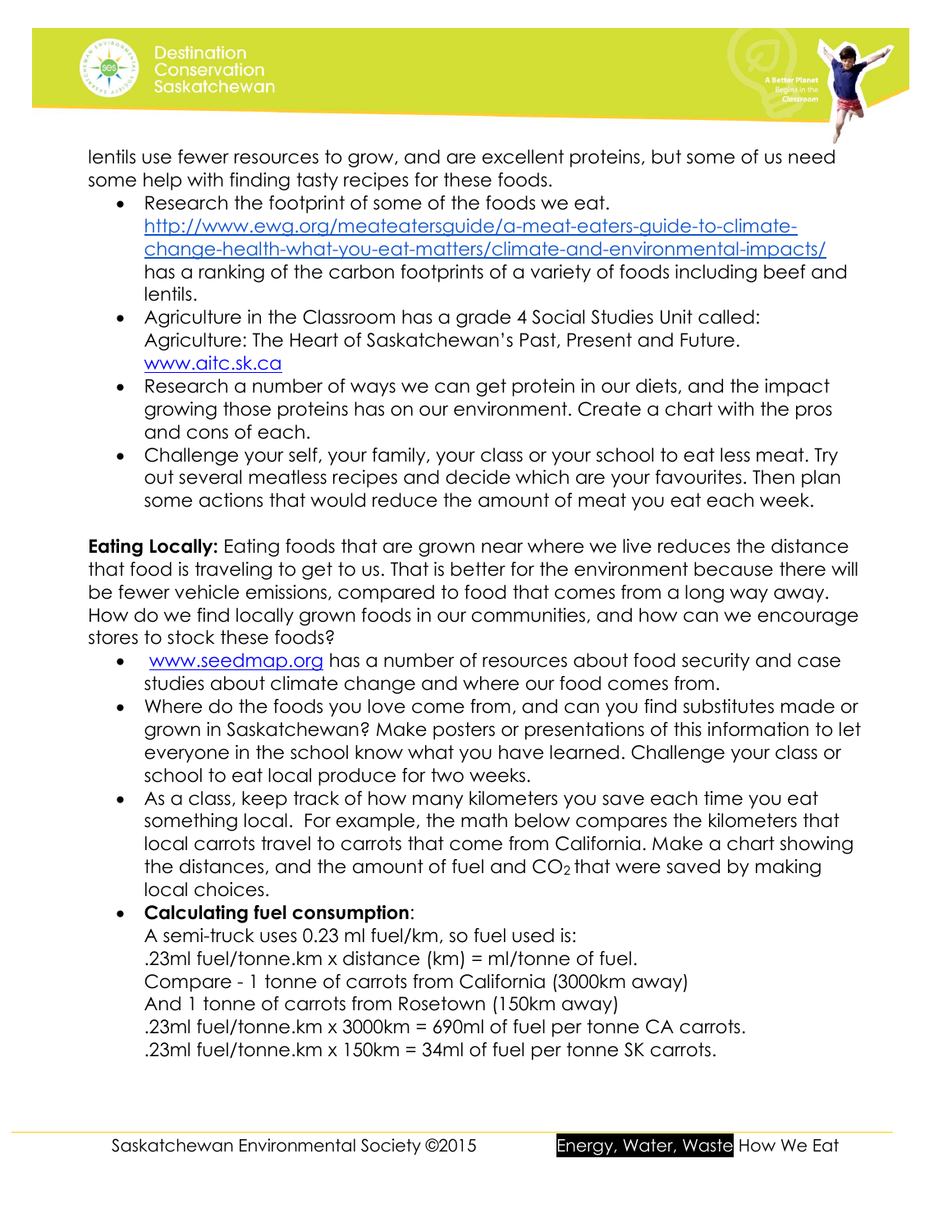lentils use fewer resources to grow, and are excellent proteins, but some of us need some help with finding tasty recipes for these foods.

- Research the footprint of some of the foods we eat. http://www.ewg.org/meateatersguide/a-meat-eaters-guide-to-climate-change-health-what-you-eat-matters/climate-and-environmental-impacts/ has a ranking of the carbon footprints of a variety of foods including beef and lentils.
- Agriculture in the Classroom has a grade 4 Social Studies Unit called: Agriculture: The Heart of Saskatchewan's Past, Present and Future. www.aitc.sk.ca
- Research a number of ways we can get protein in our diets, and the impact growing those proteins has on our environment. Create a chart with the pros and cons of each.
- Challenge your self, your family, your class or your school to eat less meat. Try out several meatless recipes and decide which are your favourites. Then plan some actions that would reduce the amount of meat you eat each week.

**Eating Locally:** Eating foods that are grown near where we live reduces the distance that food is traveling to get to us. That is better for the environment because there will be fewer vehicle emissions, compared to food that comes from a long way away. How do we find locally grown foods in our communities, and how can we encourage stores to stock these foods?

- www.seedmap.org has a number of resources about food security and case studies about climate change and where our food comes from.
- Where do the foods you love come from, and can you find substitutes made or grown in Saskatchewan? Make posters or presentations of this information to let everyone in the school know what you have learned. Challenge your class or school to eat local produce for two weeks.
- As a class, keep track of how many kilometers you save each time you eat something local. For example, the math below compares the kilometers that local carrots travel to carrots that come from California. Make a chart showing the distances, and the amount of fuel and $CO_2$ that were saved by making local choices.
- **Calculating fuel consumption**:
  A semi-truck uses 0.23 ml fuel/km, so fuel used is:
  .23ml fuel/tonne.km x distance (km) = ml/tonne of fuel.
  Compare - 1 tonne of carrots from California (3000km away)
  And 1 tonne of carrots from Rosetown (150km away)
  .23ml fuel/tonne.km x 3000km = 690ml of fuel per tonne CA carrots.
  .23ml fuel/tonne.km x 150km = 34ml of fuel per tonne SK carrots.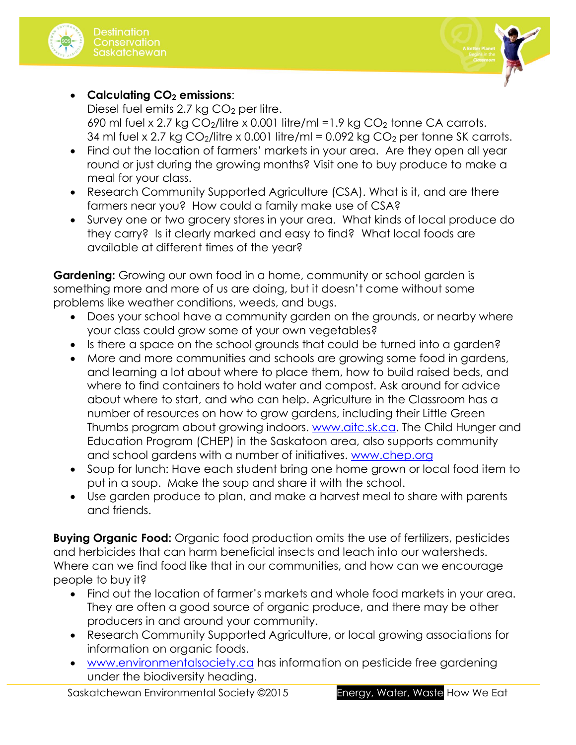- **Calculating $CO_2$ emissions**:
  Diesel fuel emits 2.7 kg $CO_2$ per litre.
  690 ml fuel x 2.7 kg $CO_2$/litre x 0.001 litre/ml =1.9 kg $CO_2$ tonne CA carrots.
  34 ml fuel x 2.7 kg $CO_2$/litre x 0.001 litre/ml = 0.092 kg $CO_2$ per tonne SK carrots.
- Find out the location of farmers' markets in your area. Are they open all year round or just during the growing months? Visit one to buy produce to make a meal for your class.
- Research Community Supported Agriculture (CSA). What is it, and are there farmers near you? How could a family make use of CSA?
- Survey one or two grocery stores in your area. What kinds of local produce do they carry? Is it clearly marked and easy to find? What local foods are available at different times of the year?

**Gardening:** Growing our own food in a home, community or school garden is something more and more of us are doing, but it doesn't come without some problems like weather conditions, weeds, and bugs.

- Does your school have a community garden on the grounds, or nearby where your class could grow some of your own vegetables?
- Is there a space on the school grounds that could be turned into a garden?
- More and more communities and schools are growing some food in gardens, and learning a lot about where to place them, how to build raised beds, and where to find containers to hold water and compost. Ask around for advice about where to start, and who can help. Agriculture in the Classroom has a number of resources on how to grow gardens, including their Little Green Thumbs program about growing indoors. www.aitc.sk.ca. The Child Hunger and Education Program (CHEP) in the Saskatoon area, also supports community and school gardens with a number of initiatives. www.chep.org
- Soup for lunch: Have each student bring one home grown or local food item to put in a soup. Make the soup and share it with the school.
- Use garden produce to plan, and make a harvest meal to share with parents and friends.

**Buying Organic Food:** Organic food production omits the use of fertilizers, pesticides and herbicides that can harm beneficial insects and leach into our watersheds. Where can we find food like that in our communities, and how can we encourage people to buy it?

- Find out the location of farmer's markets and whole food markets in your area. They are often a good source of organic produce, and there may be other producers in and around your community.
- Research Community Supported Agriculture, or local growing associations for information on organic foods.
- www.environmentalsociety.ca has information on pesticide free gardening under the biodiversity heading.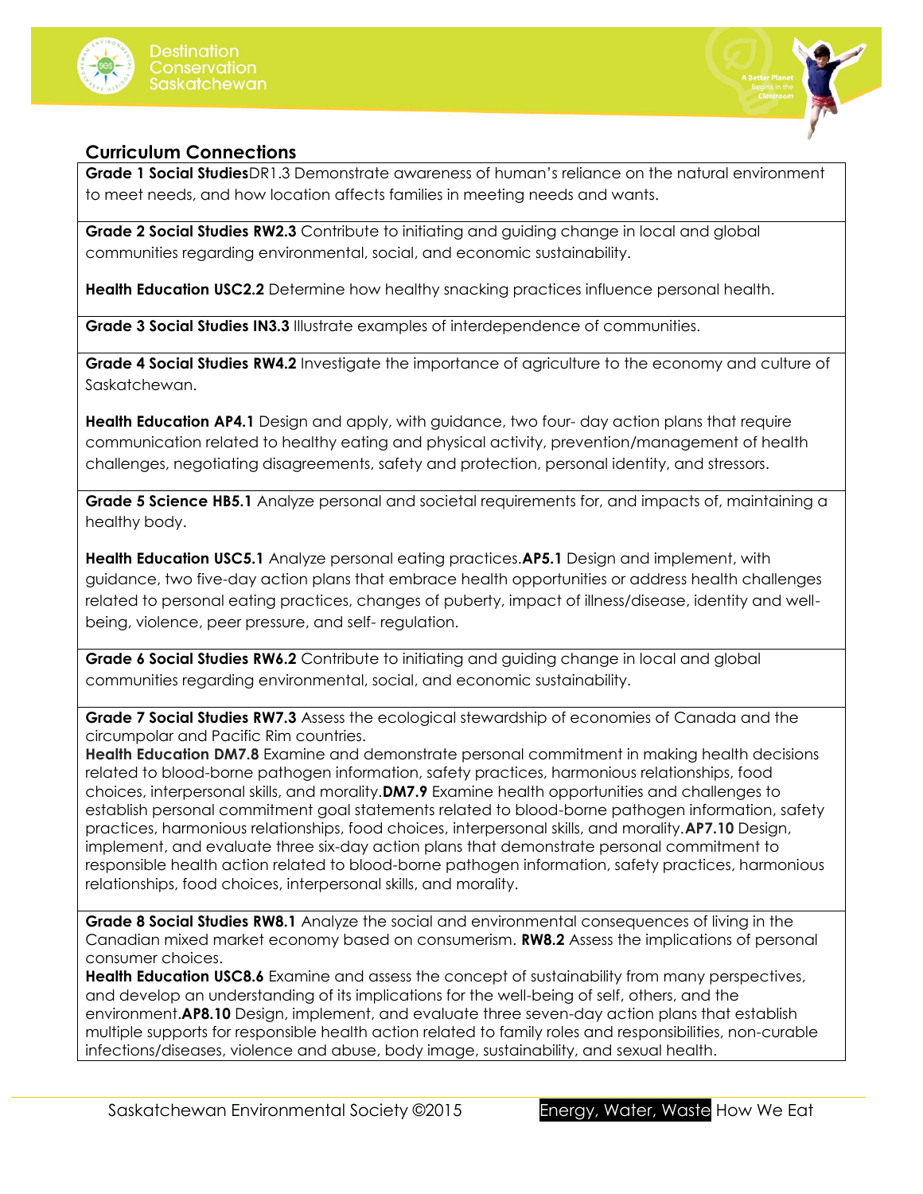## Curriculum Connections

| |
|---|
| **Grade 1 Social Studies**DR1.3 Demonstrate awareness of human's reliance on the natural environment to meet needs, and how location affects families in meeting needs and wants. |
| **Grade 2 Social Studies RW2.3** Contribute to initiating and guiding change in local and global communities regarding environmental, social, and economic sustainability.<br><br>**Health Education USC2.2** Determine how healthy snacking practices influence personal health. |
| **Grade 3 Social Studies IN3.3** Illustrate examples of interdependence of communities. |
| **Grade 4 Social Studies RW4.2** Investigate the importance of agriculture to the economy and culture of Saskatchewan.<br><br>**Health Education AP4.1** Design and apply, with guidance, two four- day action plans that require communication related to healthy eating and physical activity, prevention/management of health challenges, negotiating disagreements, safety and protection, personal identity, and stressors. |
| **Grade 5 Science HB5.1** Analyze personal and societal requirements for, and impacts of, maintaining a healthy body.<br><br>**Health Education USC5.1** Analyze personal eating practices.**AP5.1** Design and implement, with guidance, two five-day action plans that embrace health opportunities or address health challenges related to personal eating practices, changes of puberty, impact of illness/disease, identity and well-being, violence, peer pressure, and self- regulation. |
| **Grade 6 Social Studies RW6.2** Contribute to initiating and guiding change in local and global communities regarding environmental, social, and economic sustainability. |
| **Grade 7 Social Studies RW7.3** Assess the ecological stewardship of economies of Canada and the circumpolar and Pacific Rim countries.<br>**Health Education DM7.8** Examine and demonstrate personal commitment in making health decisions related to blood-borne pathogen information, safety practices, harmonious relationships, food choices, interpersonal skills, and morality.**DM7.9** Examine health opportunities and challenges to establish personal commitment goal statements related to blood-borne pathogen information, safety practices, harmonious relationships, food choices, interpersonal skills, and morality.**AP7.10** Design, implement, and evaluate three six-day action plans that demonstrate personal commitment to responsible health action related to blood-borne pathogen information, safety practices, harmonious relationships, food choices, interpersonal skills, and morality. |
| **Grade 8 Social Studies RW8.1** Analyze the social and environmental consequences of living in the Canadian mixed market economy based on consumerism. **RW8.2** Assess the implications of personal consumer choices.<br>**Health Education USC8.6** Examine and assess the concept of sustainability from many perspectives, and develop an understanding of its implications for the well-being of self, others, and the environment.**AP8.10** Design, implement, and evaluate three seven-day action plans that establish multiple supports for responsible health action related to family roles and responsibilities, non-curable infections/diseases, violence and abuse, body image, sustainability, and sexual health. |